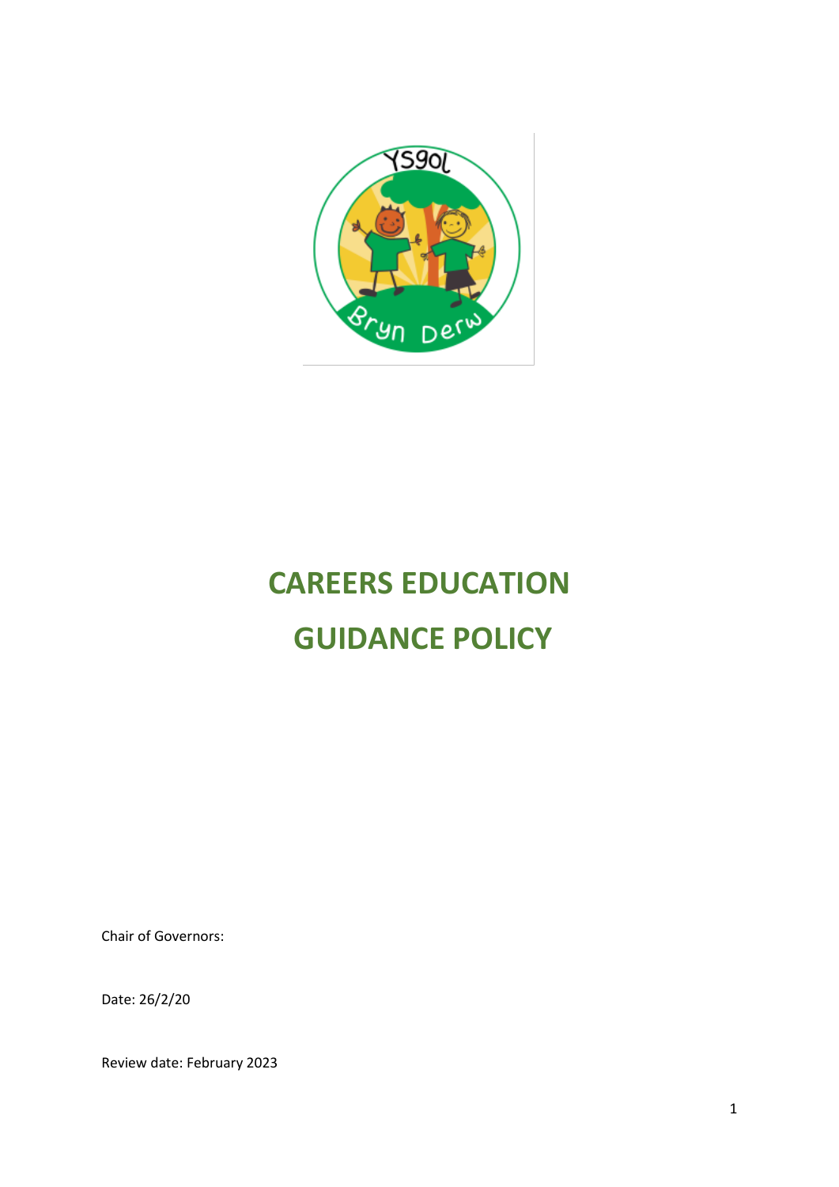# CAREERS EDUCATION GUIDANCE POLICY

Chair of Governors:

Date: 26/2/20

Review date: February 2023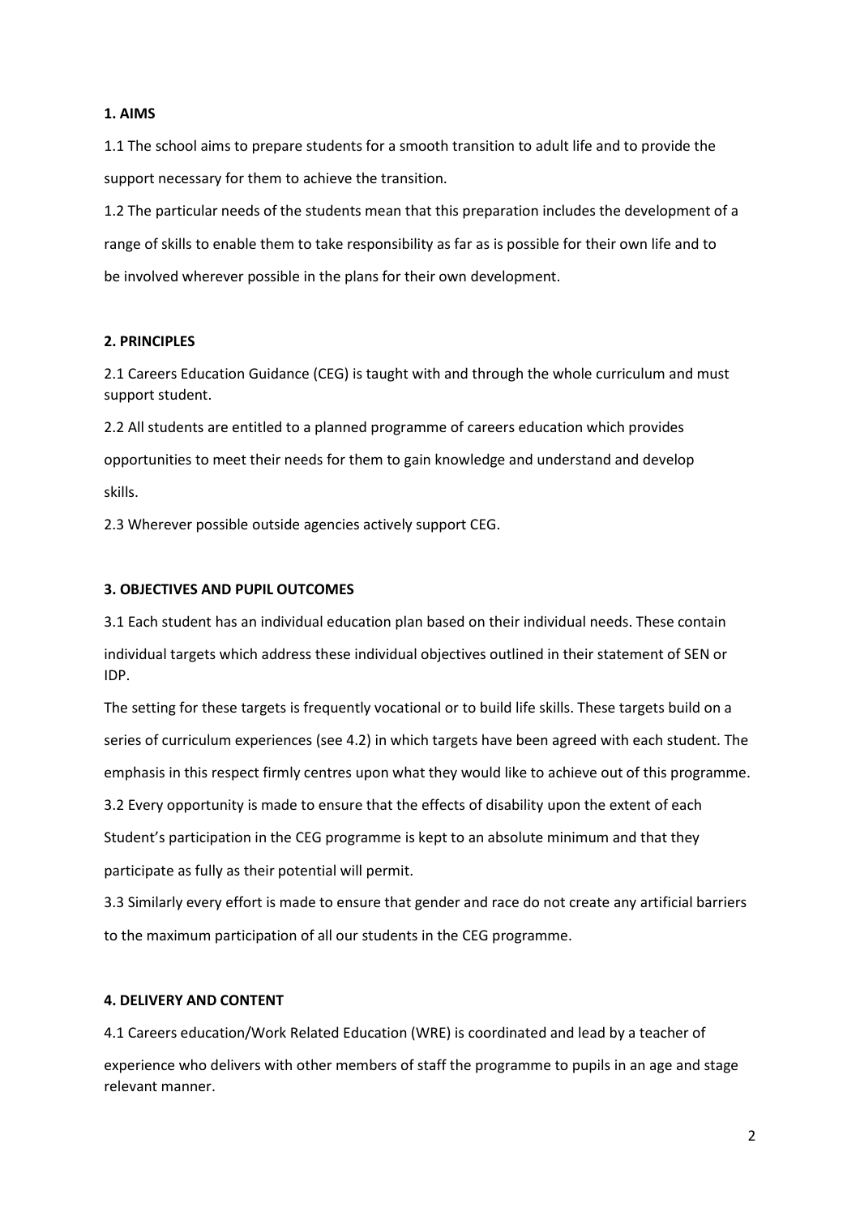**1. AIMS**

1.1 The school aims to prepare students for a smooth transition to adult life and to provide the support necessary for them to achieve the transition.

1.2 The particular needs of the students mean that this preparation includes the development of a range of skills to enable them to take responsibility as far as is possible for their own life and to be involved wherever possible in the plans for their own development.

**2. PRINCIPLES**

2.1 Careers Education Guidance (CEG) is taught with and through the whole curriculum and must support student.

2.2 All students are entitled to a planned programme of careers education which provides opportunities to meet their needs for them to gain knowledge and understand and develop skills.

2.3 Wherever possible outside agencies actively support CEG.

**3. OBJECTIVES AND PUPIL OUTCOMES**

3.1 Each student has an individual education plan based on their individual needs. These contain individual targets which address these individual objectives outlined in their statement of SEN or IDP.

The setting for these targets is frequently vocational or to build life skills. These targets build on a series of curriculum experiences (see 4.2) in which targets have been agreed with each student. The emphasis in this respect firmly centres upon what they would like to achieve out of this programme.

3.2 Every opportunity is made to ensure that the effects of disability upon the extent of each Student's participation in the CEG programme is kept to an absolute minimum and that they participate as fully as their potential will permit.

3.3 Similarly every effort is made to ensure that gender and race do not create any artificial barriers to the maximum participation of all our students in the CEG programme.

**4. DELIVERY AND CONTENT**

4.1 Careers education/Work Related Education (WRE) is coordinated and lead by a teacher of experience who delivers with other members of staff the programme to pupils in an age and stage relevant manner.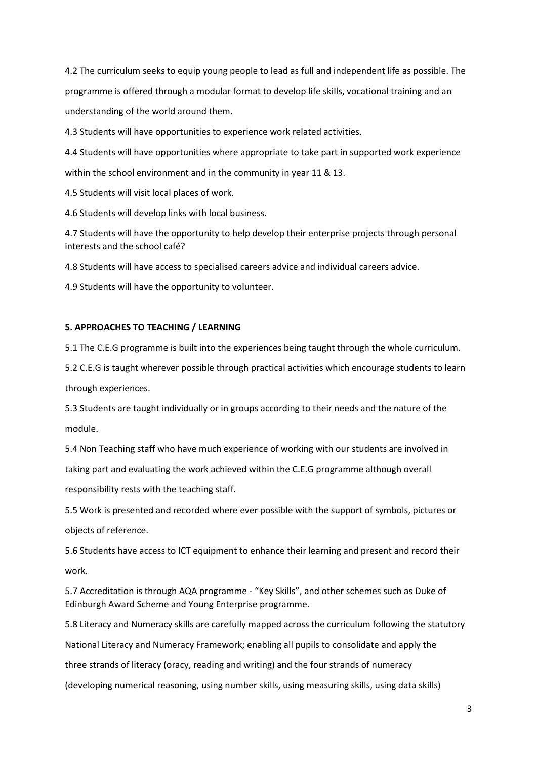4.2 The curriculum seeks to equip young people to lead as full and independent life as possible. The programme is offered through a modular format to develop life skills, vocational training and an understanding of the world around them.

4.3 Students will have opportunities to experience work related activities.

4.4 Students will have opportunities where appropriate to take part in supported work experience within the school environment and in the community in year 11 & 13.

4.5 Students will visit local places of work.

4.6 Students will develop links with local business.

4.7 Students will have the opportunity to help develop their enterprise projects through personal interests and the school café?

4.8 Students will have access to specialised careers advice and individual careers advice.

4.9 Students will have the opportunity to volunteer.

**5. APPROACHES TO TEACHING / LEARNING**

5.1 The C.E.G programme is built into the experiences being taught through the whole curriculum.

5.2 C.E.G is taught wherever possible through practical activities which encourage students to learn through experiences.

5.3 Students are taught individually or in groups according to their needs and the nature of the module.

5.4 Non Teaching staff who have much experience of working with our students are involved in taking part and evaluating the work achieved within the C.E.G programme although overall responsibility rests with the teaching staff.

5.5 Work is presented and recorded where ever possible with the support of symbols, pictures or objects of reference.

5.6 Students have access to ICT equipment to enhance their learning and present and record their work.

5.7 Accreditation is through AQA programme - "Key Skills", and other schemes such as Duke of Edinburgh Award Scheme and Young Enterprise programme.

5.8 Literacy and Numeracy skills are carefully mapped across the curriculum following the statutory National Literacy and Numeracy Framework; enabling all pupils to consolidate and apply the three strands of literacy (oracy, reading and writing) and the four strands of numeracy (developing numerical reasoning, using number skills, using measuring skills, using data skills)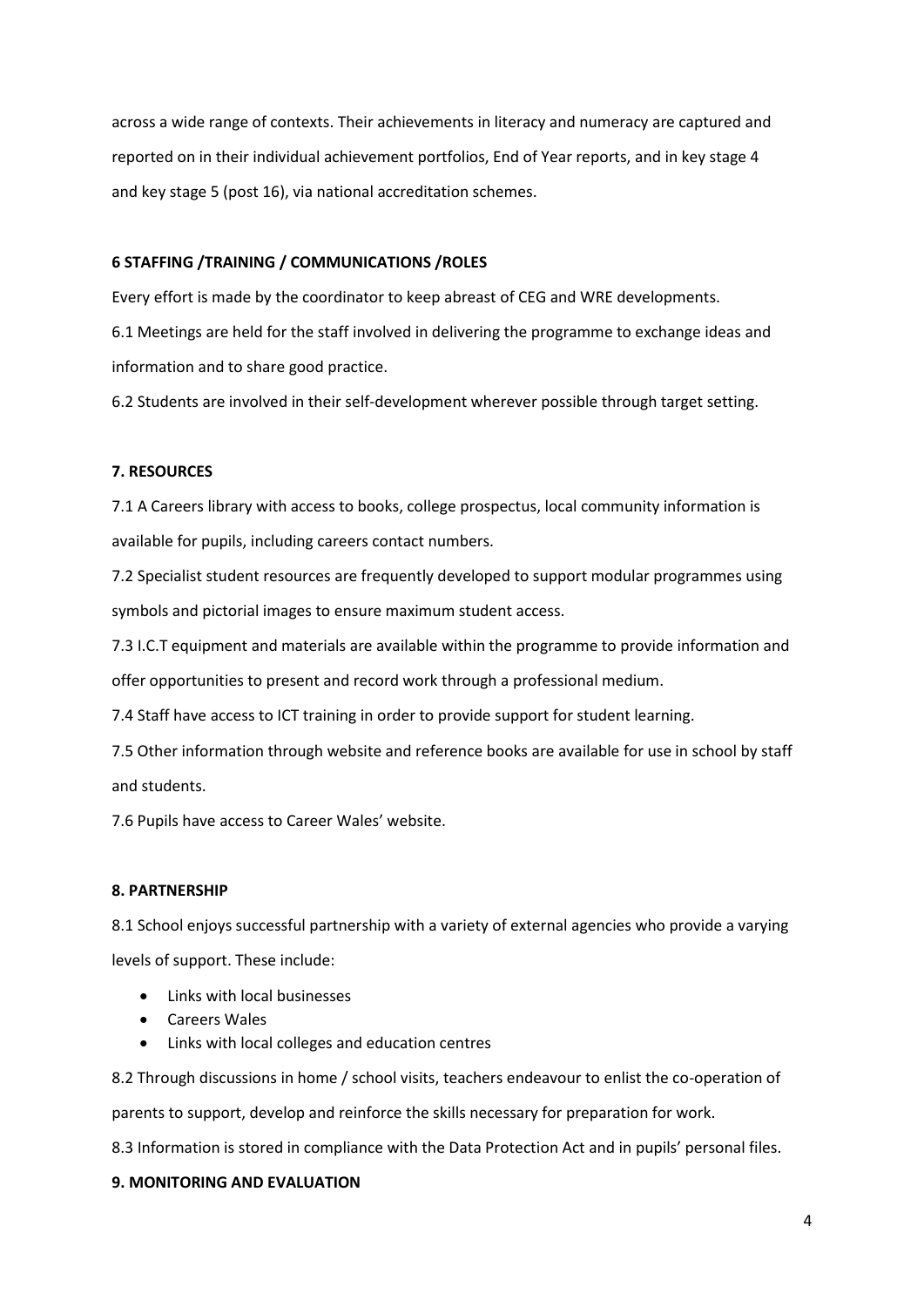across a wide range of contexts. Their achievements in literacy and numeracy are captured and reported on in their individual achievement portfolios, End of Year reports, and in key stage 4 and key stage 5 (post 16), via national accreditation schemes.

**6 STAFFING /TRAINING / COMMUNICATIONS /ROLES**

Every effort is made by the coordinator to keep abreast of CEG and WRE developments.

6.1 Meetings are held for the staff involved in delivering the programme to exchange ideas and information and to share good practice.

6.2 Students are involved in their self-development wherever possible through target setting.

**7. RESOURCES**

7.1 A Careers library with access to books, college prospectus, local community information is available for pupils, including careers contact numbers.

7.2 Specialist student resources are frequently developed to support modular programmes using symbols and pictorial images to ensure maximum student access.

7.3 I.C.T equipment and materials are available within the programme to provide information and offer opportunities to present and record work through a professional medium.

7.4 Staff have access to ICT training in order to provide support for student learning.

7.5 Other information through website and reference books are available for use in school by staff and students.

7.6 Pupils have access to Career Wales' website.

**8. PARTNERSHIP**

8.1 School enjoys successful partnership with a variety of external agencies who provide a varying levels of support. These include:

- Links with local businesses
- Careers Wales
- Links with local colleges and education centres

8.2 Through discussions in home / school visits, teachers endeavour to enlist the co-operation of parents to support, develop and reinforce the skills necessary for preparation for work.

8.3 Information is stored in compliance with the Data Protection Act and in pupils' personal files.

**9. MONITORING AND EVALUATION**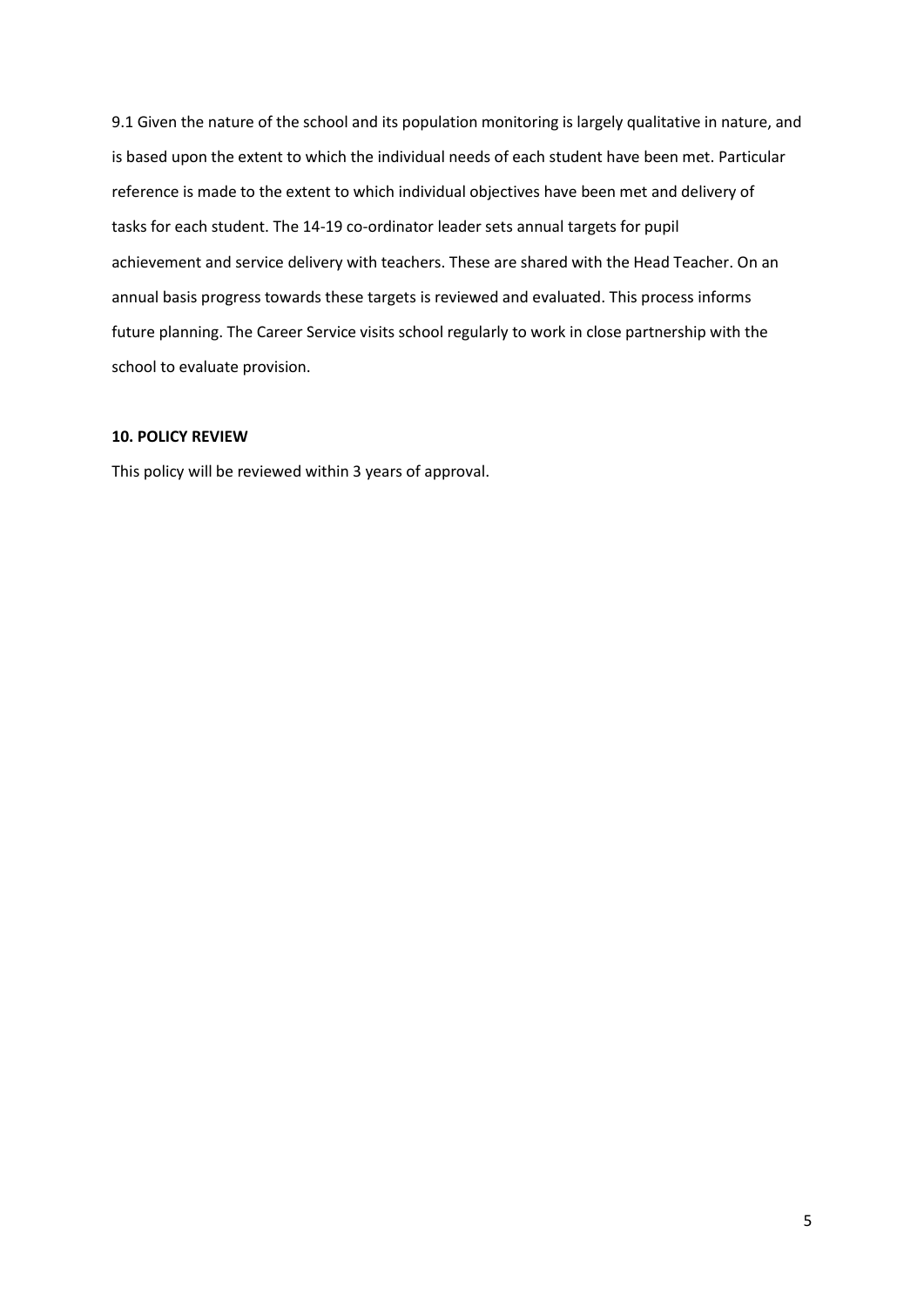9.1 Given the nature of the school and its population monitoring is largely qualitative in nature, and is based upon the extent to which the individual needs of each student have been met. Particular reference is made to the extent to which individual objectives have been met and delivery of tasks for each student. The 14-19 co-ordinator leader sets annual targets for pupil achievement and service delivery with teachers. These are shared with the Head Teacher. On an annual basis progress towards these targets is reviewed and evaluated. This process informs future planning. The Career Service visits school regularly to work in close partnership with the school to evaluate provision.

**10. POLICY REVIEW**

This policy will be reviewed within 3 years of approval.